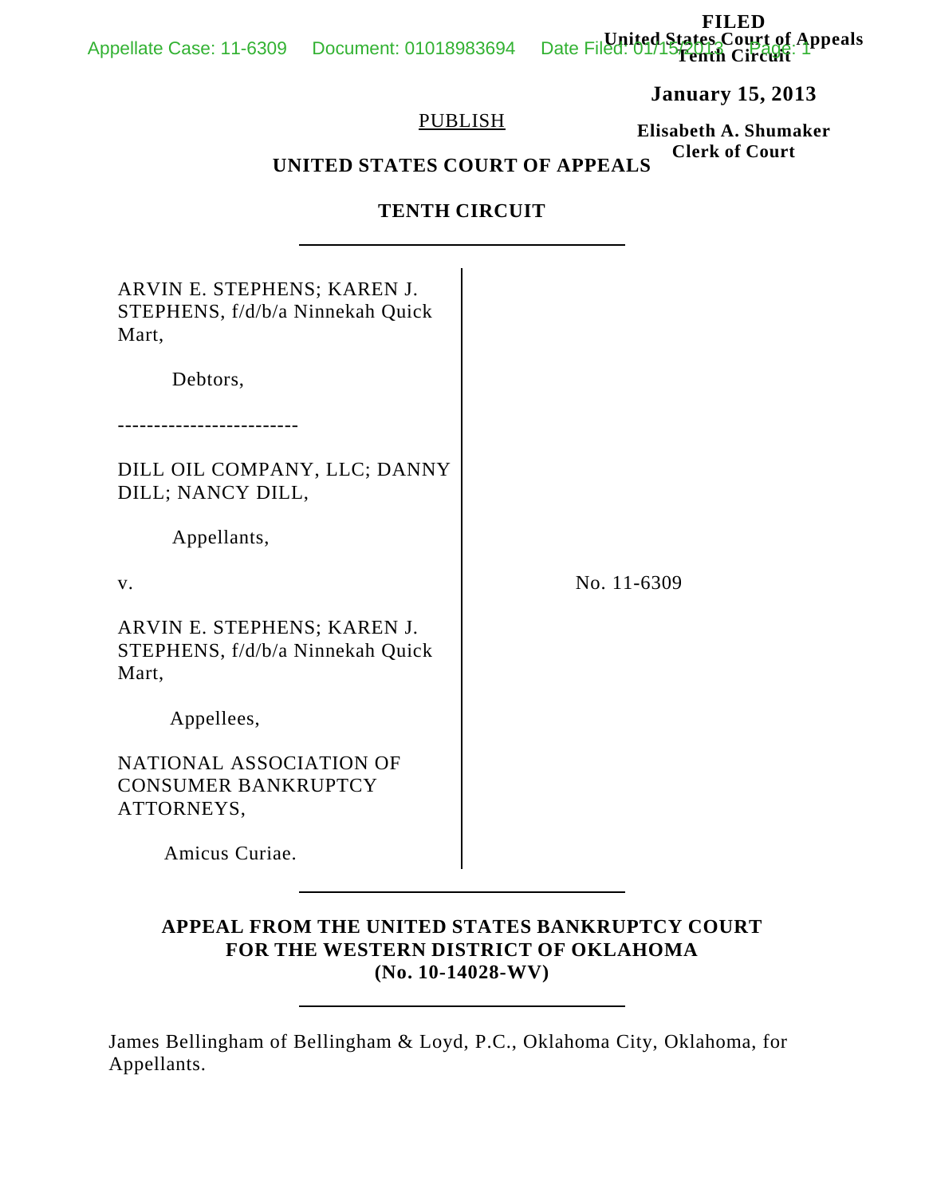**FILED**
**United States Court of Appeals**
**Tenth Circuit**

**January 15, 2013**

**Elisabeth A. Shumaker**
**Clerk of Court**

PUBLISH

**UNITED STATES COURT OF APPEALS**

**TENTH CIRCUIT**

---

ARVIN E. STEPHENS; KAREN J. STEPHENS, f/d/b/a Ninnekah Quick Mart,

Debtors,

-------------------------

DILL OIL COMPANY, LLC; DANNY DILL; NANCY DILL,

Appellants,

v.

ARVIN E. STEPHENS; KAREN J. STEPHENS, f/d/b/a Ninnekah Quick Mart,

Appellees,

NATIONAL ASSOCIATION OF CONSUMER BANKRUPTCY ATTORNEYS,

Amicus Curiae.

No. 11-6309

---

**APPEAL FROM THE UNITED STATES BANKRUPTCY COURT FOR THE WESTERN DISTRICT OF OKLAHOMA (No. 10-14028-WV)**

---

James Bellingham of Bellingham & Loyd, P.C., Oklahoma City, Oklahoma, for Appellants.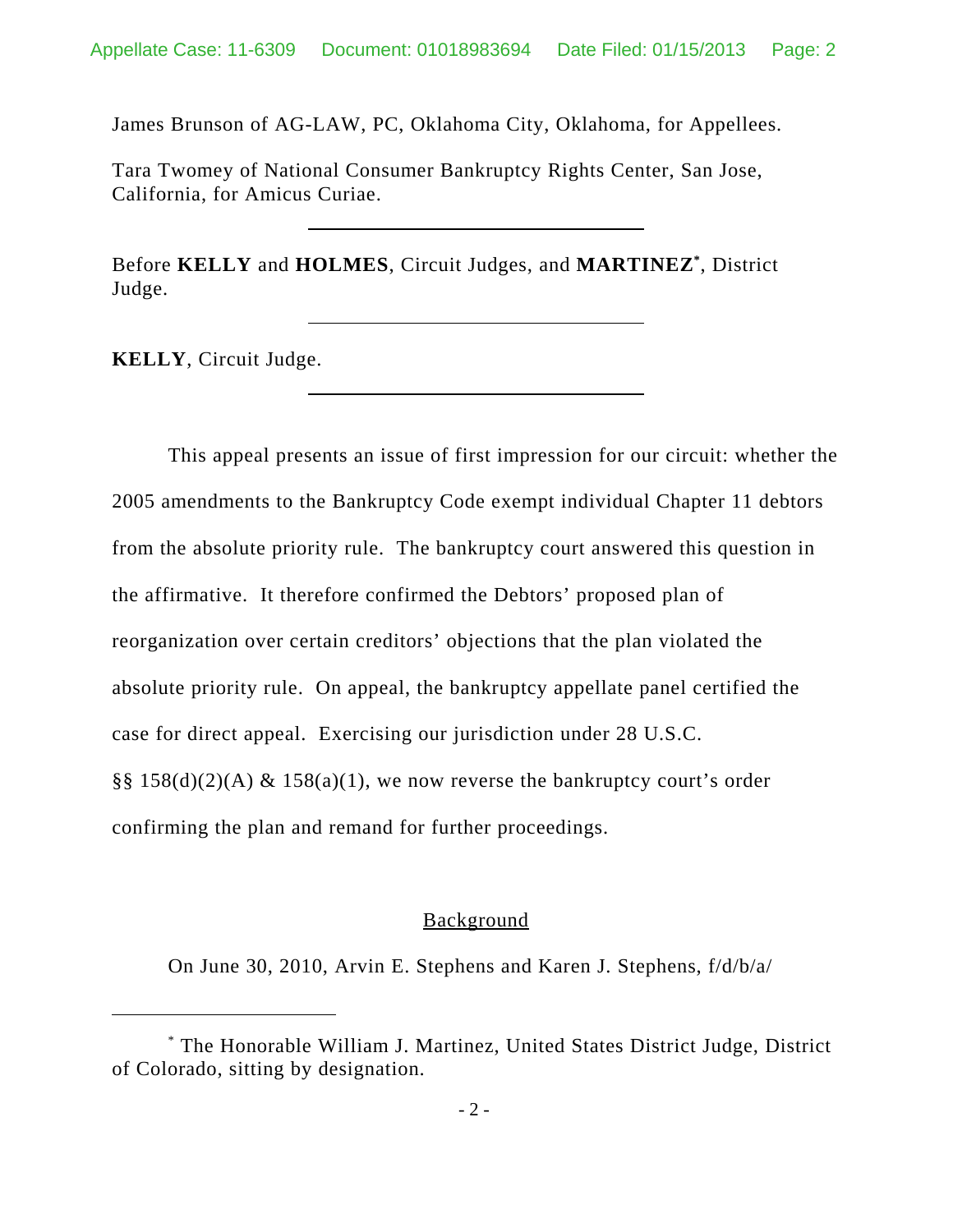James Brunson of AG-LAW, PC, Oklahoma City, Oklahoma, for Appellees.

Tara Twomey of National Consumer Bankruptcy Rights Center, San Jose, California, for Amicus Curiae.

---

Before **KELLY** and **HOLMES**, Circuit Judges, and **MARTINEZ**[*], District Judge.

---

**KELLY**, Circuit Judge.

---

This appeal presents an issue of first impression for our circuit: whether the 2005 amendments to the Bankruptcy Code exempt individual Chapter 11 debtors from the absolute priority rule. The bankruptcy court answered this question in the affirmative. It therefore confirmed the Debtors' proposed plan of reorganization over certain creditors' objections that the plan violated the absolute priority rule. On appeal, the bankruptcy appellate panel certified the case for direct appeal. Exercising our jurisdiction under 28 U.S.C. §§ 158(d)(2)(A) & 158(a)(1), we now reverse the bankruptcy court's order confirming the plan and remand for further proceedings.

## Background

On June 30, 2010, Arvin E. Stephens and Karen J. Stephens, f/d/b/a/

---

[*] The Honorable William J. Martinez, United States District Judge, District of Colorado, sitting by designation.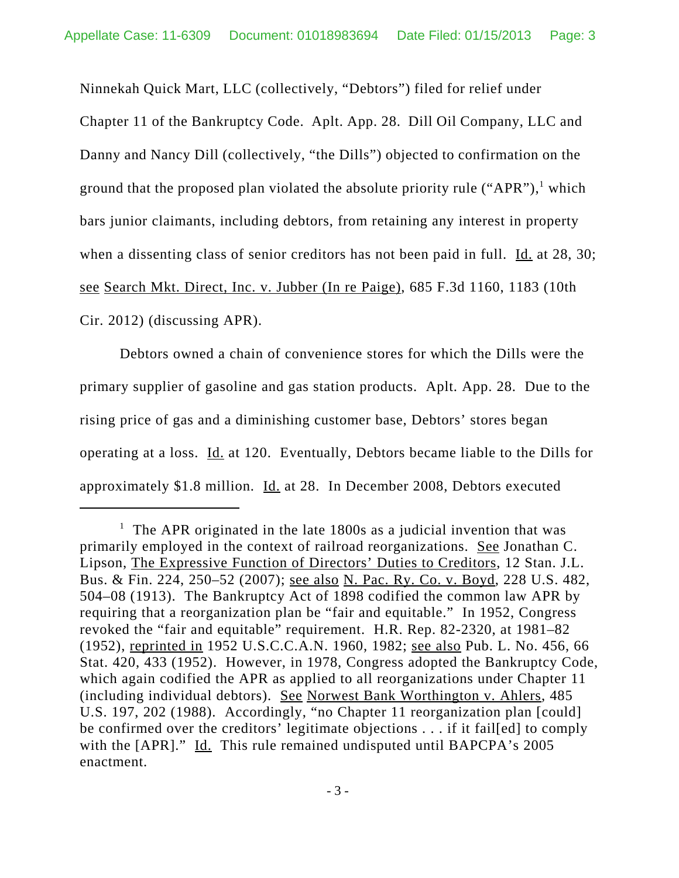Ninnekah Quick Mart, LLC (collectively, "Debtors") filed for relief under Chapter 11 of the Bankruptcy Code. Aplt. App. 28. Dill Oil Company, LLC and Danny and Nancy Dill (collectively, "the Dills") objected to confirmation on the ground that the proposed plan violated the absolute priority rule ("APR"),[1] which bars junior claimants, including debtors, from retaining any interest in property when a dissenting class of senior creditors has not been paid in full. Id. at 28, 30; see Search Mkt. Direct, Inc. v. Jubber (In re Paige), 685 F.3d 1160, 1183 (10th Cir. 2012) (discussing APR).

Debtors owned a chain of convenience stores for which the Dills were the primary supplier of gasoline and gas station products. Aplt. App. 28. Due to the rising price of gas and a diminishing customer base, Debtors' stores began operating at a loss. Id. at 120. Eventually, Debtors became liable to the Dills for approximately $1.8 million. Id. at 28. In December 2008, Debtors executed

[1] The APR originated in the late 1800s as a judicial invention that was primarily employed in the context of railroad reorganizations. See Jonathan C. Lipson, The Expressive Function of Directors' Duties to Creditors, 12 Stan. J.L. Bus. & Fin. 224, 250–52 (2007); see also N. Pac. Ry. Co. v. Boyd, 228 U.S. 482, 504–08 (1913). The Bankruptcy Act of 1898 codified the common law APR by requiring that a reorganization plan be "fair and equitable." In 1952, Congress revoked the "fair and equitable" requirement. H.R. Rep. 82-2320, at 1981–82 (1952), reprinted in 1952 U.S.C.C.A.N. 1960, 1982; see also Pub. L. No. 456, 66 Stat. 420, 433 (1952). However, in 1978, Congress adopted the Bankruptcy Code, which again codified the APR as applied to all reorganizations under Chapter 11 (including individual debtors). See Norwest Bank Worthington v. Ahlers, 485 U.S. 197, 202 (1988). Accordingly, "no Chapter 11 reorganization plan [could] be confirmed over the creditors' legitimate objections . . . if it fail[ed] to comply with the [APR]." Id. This rule remained undisputed until BAPCPA's 2005 enactment.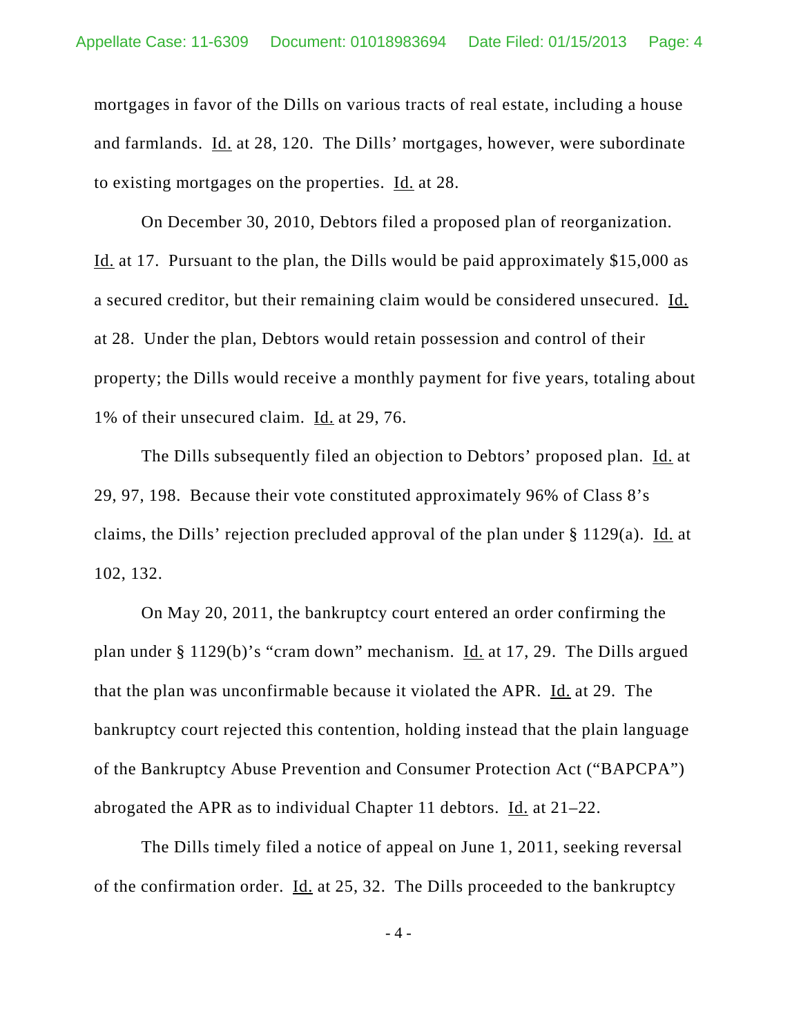mortgages in favor of the Dills on various tracts of real estate, including a house and farmlands. Id. at 28, 120. The Dills' mortgages, however, were subordinate to existing mortgages on the properties. Id. at 28.

On December 30, 2010, Debtors filed a proposed plan of reorganization. Id. at 17. Pursuant to the plan, the Dills would be paid approximately $15,000 as a secured creditor, but their remaining claim would be considered unsecured. Id. at 28. Under the plan, Debtors would retain possession and control of their property; the Dills would receive a monthly payment for five years, totaling about 1% of their unsecured claim. Id. at 29, 76.

The Dills subsequently filed an objection to Debtors' proposed plan. Id. at 29, 97, 198. Because their vote constituted approximately 96% of Class 8's claims, the Dills' rejection precluded approval of the plan under § 1129(a). Id. at 102, 132.

On May 20, 2011, the bankruptcy court entered an order confirming the plan under § 1129(b)'s "cram down" mechanism. Id. at 17, 29. The Dills argued that the plan was unconfirmable because it violated the APR. Id. at 29. The bankruptcy court rejected this contention, holding instead that the plain language of the Bankruptcy Abuse Prevention and Consumer Protection Act ("BAPCPA") abrogated the APR as to individual Chapter 11 debtors. Id. at 21–22.

The Dills timely filed a notice of appeal on June 1, 2011, seeking reversal of the confirmation order. Id. at 25, 32. The Dills proceeded to the bankruptcy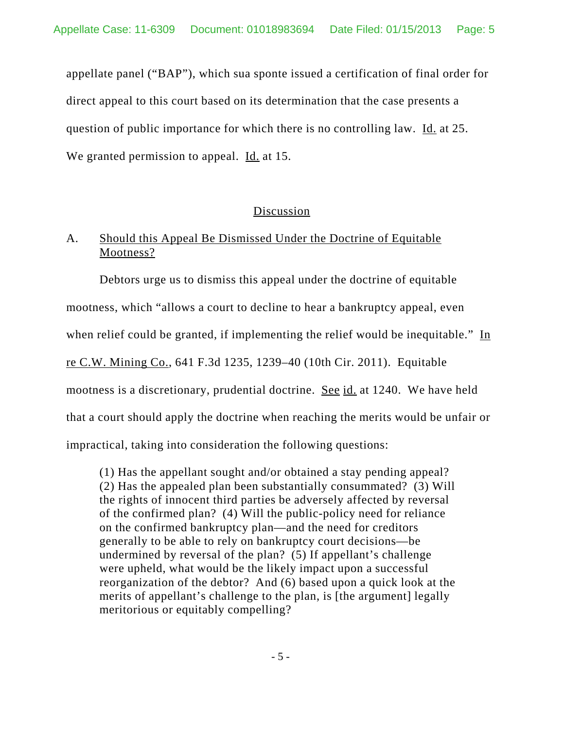appellate panel ("BAP"), which sua sponte issued a certification of final order for direct appeal to this court based on its determination that the case presents a question of public importance for which there is no controlling law. Id. at 25. We granted permission to appeal. Id. at 15.

## Discussion

### A. Should this Appeal Be Dismissed Under the Doctrine of Equitable Mootness?

Debtors urge us to dismiss this appeal under the doctrine of equitable mootness, which "allows a court to decline to hear a bankruptcy appeal, even when relief could be granted, if implementing the relief would be inequitable." In re C.W. Mining Co., 641 F.3d 1235, 1239–40 (10th Cir. 2011). Equitable mootness is a discretionary, prudential doctrine. See id. at 1240. We have held that a court should apply the doctrine when reaching the merits would be unfair or impractical, taking into consideration the following questions:

> (1) Has the appellant sought and/or obtained a stay pending appeal? (2) Has the appealed plan been substantially consummated? (3) Will the rights of innocent third parties be adversely affected by reversal of the confirmed plan? (4) Will the public-policy need for reliance on the confirmed bankruptcy plan—and the need for creditors generally to be able to rely on bankruptcy court decisions—be undermined by reversal of the plan? (5) If appellant's challenge were upheld, what would be the likely impact upon a successful reorganization of the debtor? And (6) based upon a quick look at the merits of appellant's challenge to the plan, is [the argument] legally meritorious or equitably compelling?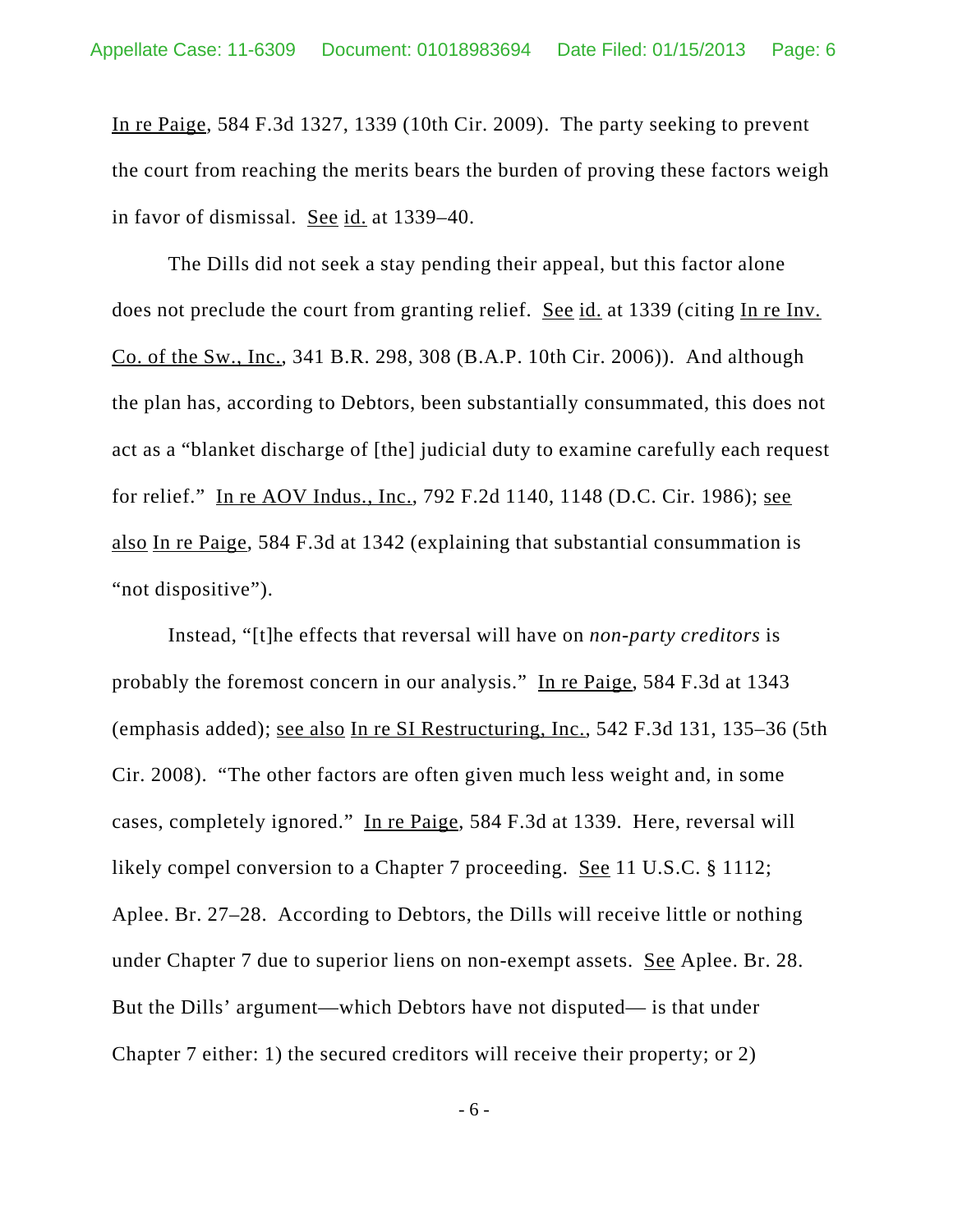In re Paige, 584 F.3d 1327, 1339 (10th Cir. 2009). The party seeking to prevent the court from reaching the merits bears the burden of proving these factors weigh in favor of dismissal. See id. at 1339–40.

The Dills did not seek a stay pending their appeal, but this factor alone does not preclude the court from granting relief. See id. at 1339 (citing In re Inv. Co. of the Sw., Inc., 341 B.R. 298, 308 (B.A.P. 10th Cir. 2006)). And although the plan has, according to Debtors, been substantially consummated, this does not act as a "blanket discharge of [the] judicial duty to examine carefully each request for relief." In re AOV Indus., Inc., 792 F.2d 1140, 1148 (D.C. Cir. 1986); see also In re Paige, 584 F.3d at 1342 (explaining that substantial consummation is "not dispositive").

Instead, "[t]he effects that reversal will have on *non-party creditors* is probably the foremost concern in our analysis." In re Paige, 584 F.3d at 1343 (emphasis added); see also In re SI Restructuring, Inc., 542 F.3d 131, 135–36 (5th Cir. 2008). "The other factors are often given much less weight and, in some cases, completely ignored." In re Paige, 584 F.3d at 1339. Here, reversal will likely compel conversion to a Chapter 7 proceeding. See 11 U.S.C. § 1112; Aplee. Br. 27–28. According to Debtors, the Dills will receive little or nothing under Chapter 7 due to superior liens on non-exempt assets. See Aplee. Br. 28. But the Dills' argument—which Debtors have not disputed— is that under Chapter 7 either: 1) the secured creditors will receive their property; or 2)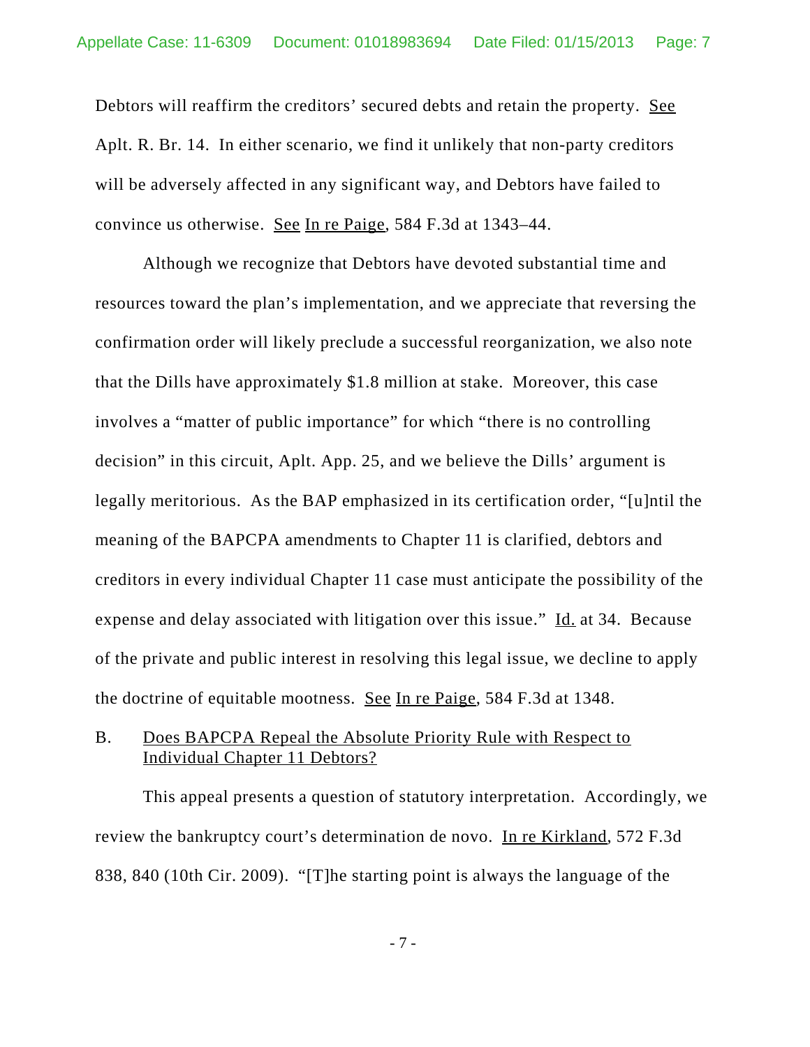Debtors will reaffirm the creditors' secured debts and retain the property. See Aplt. R. Br. 14. In either scenario, we find it unlikely that non-party creditors will be adversely affected in any significant way, and Debtors have failed to convince us otherwise. See In re Paige, 584 F.3d at 1343–44.

Although we recognize that Debtors have devoted substantial time and resources toward the plan's implementation, and we appreciate that reversing the confirmation order will likely preclude a successful reorganization, we also note that the Dills have approximately $1.8 million at stake. Moreover, this case involves a "matter of public importance" for which "there is no controlling decision" in this circuit, Aplt. App. 25, and we believe the Dills' argument is legally meritorious. As the BAP emphasized in its certification order, "[u]ntil the meaning of the BAPCPA amendments to Chapter 11 is clarified, debtors and creditors in every individual Chapter 11 case must anticipate the possibility of the expense and delay associated with litigation over this issue." Id. at 34. Because of the private and public interest in resolving this legal issue, we decline to apply the doctrine of equitable mootness. See In re Paige, 584 F.3d at 1348.

### B. Does BAPCPA Repeal the Absolute Priority Rule with Respect to Individual Chapter 11 Debtors?

This appeal presents a question of statutory interpretation. Accordingly, we review the bankruptcy court's determination de novo. In re Kirkland, 572 F.3d 838, 840 (10th Cir. 2009). "[T]he starting point is always the language of the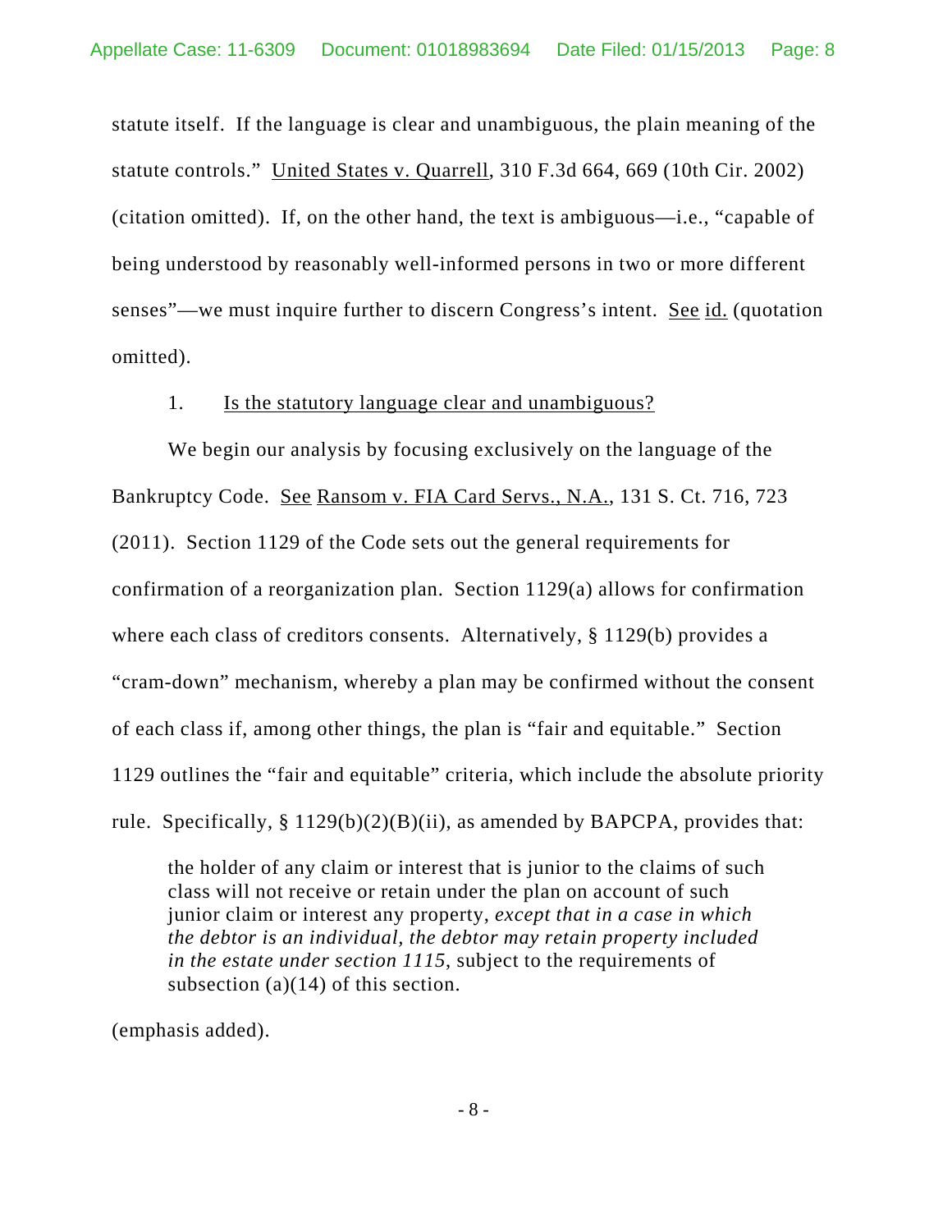statute itself. If the language is clear and unambiguous, the plain meaning of the statute controls." United States v. Quarrell, 310 F.3d 664, 669 (10th Cir. 2002) (citation omitted). If, on the other hand, the text is ambiguous—i.e., "capable of being understood by reasonably well-informed persons in two or more different senses"—we must inquire further to discern Congress's intent. See id. (quotation omitted).

1. Is the statutory language clear and unambiguous?

We begin our analysis by focusing exclusively on the language of the Bankruptcy Code. See Ransom v. FIA Card Servs., N.A., 131 S. Ct. 716, 723 (2011). Section 1129 of the Code sets out the general requirements for confirmation of a reorganization plan. Section 1129(a) allows for confirmation where each class of creditors consents. Alternatively, § 1129(b) provides a "cram-down" mechanism, whereby a plan may be confirmed without the consent of each class if, among other things, the plan is "fair and equitable." Section 1129 outlines the "fair and equitable" criteria, which include the absolute priority rule. Specifically, § 1129(b)(2)(B)(ii), as amended by BAPCPA, provides that:

> the holder of any claim or interest that is junior to the claims of such class will not receive or retain under the plan on account of such junior claim or interest any property, *except that in a case in which the debtor is an individual, the debtor may retain property included in the estate under section 1115*, subject to the requirements of subsection (a)(14) of this section.

(emphasis added).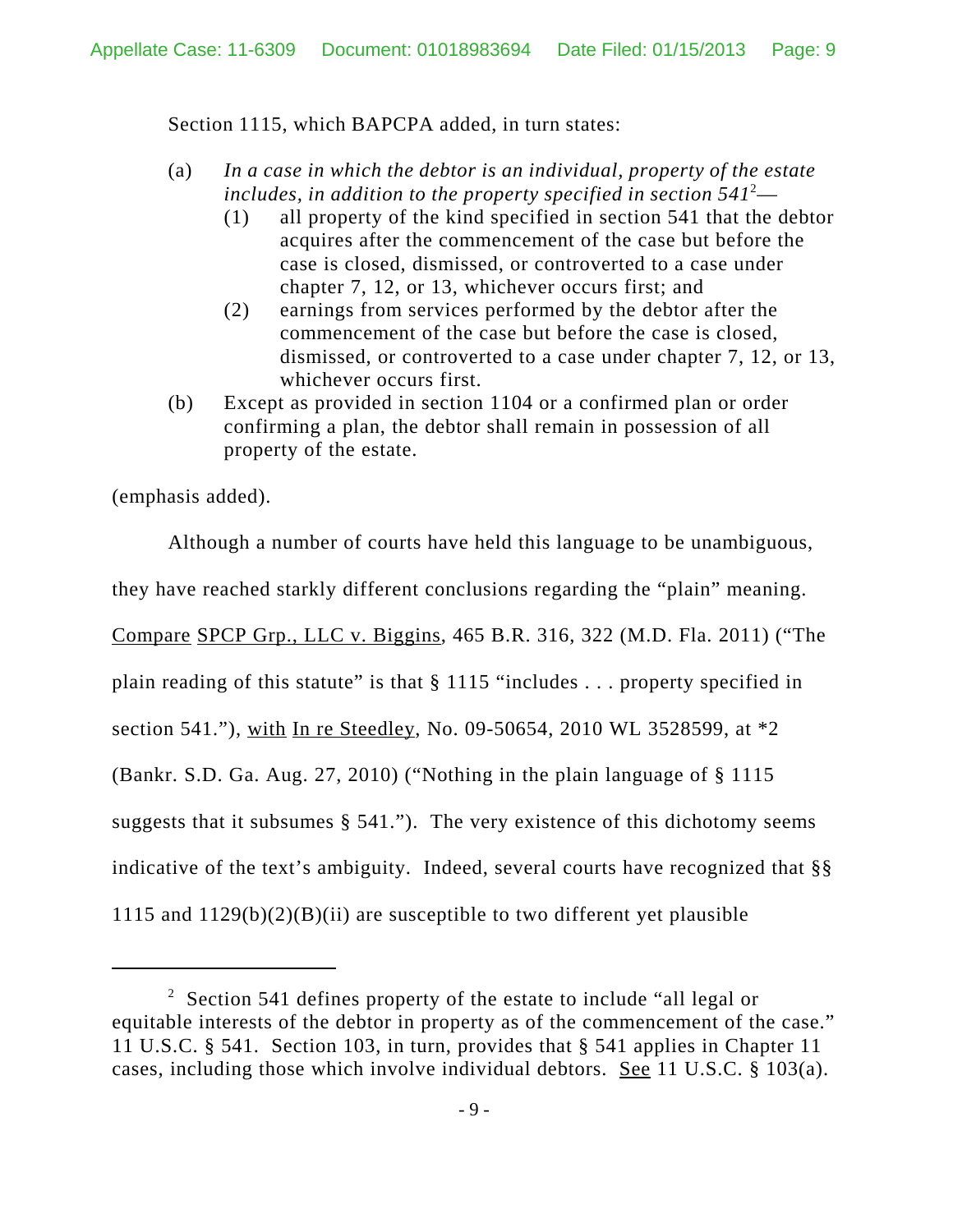Section 1115, which BAPCPA added, in turn states:

(a) *In a case in which the debtor is an individual, property of the estate includes, in addition to the property specified in section 541*[2]—

   (1) all property of the kind specified in section 541 that the debtor acquires after the commencement of the case but before the case is closed, dismissed, or controverted to a case under chapter 7, 12, or 13, whichever occurs first; and

   (2) earnings from services performed by the debtor after the commencement of the case but before the case is closed, dismissed, or controverted to a case under chapter 7, 12, or 13, whichever occurs first.

(b) Except as provided in section 1104 or a confirmed plan or order confirming a plan, the debtor shall remain in possession of all property of the estate.

(emphasis added).

Although a number of courts have held this language to be unambiguous, they have reached starkly different conclusions regarding the "plain" meaning. Compare SPCP Grp., LLC v. Biggins, 465 B.R. 316, 322 (M.D. Fla. 2011) ("The plain reading of this statute" is that § 1115 "includes . . . property specified in section 541."), with In re Steedley, No. 09-50654, 2010 WL 3528599, at *2 (Bankr. S.D. Ga. Aug. 27, 2010) ("Nothing in the plain language of § 1115 suggests that it subsumes § 541."). The very existence of this dichotomy seems indicative of the text's ambiguity. Indeed, several courts have recognized that §§ 1115 and 1129(b)(2)(B)(ii) are susceptible to two different yet plausible

---

[2] Section 541 defines property of the estate to include "all legal or equitable interests of the debtor in property as of the commencement of the case." 11 U.S.C. § 541. Section 103, in turn, provides that § 541 applies in Chapter 11 cases, including those which involve individual debtors. See 11 U.S.C. § 103(a).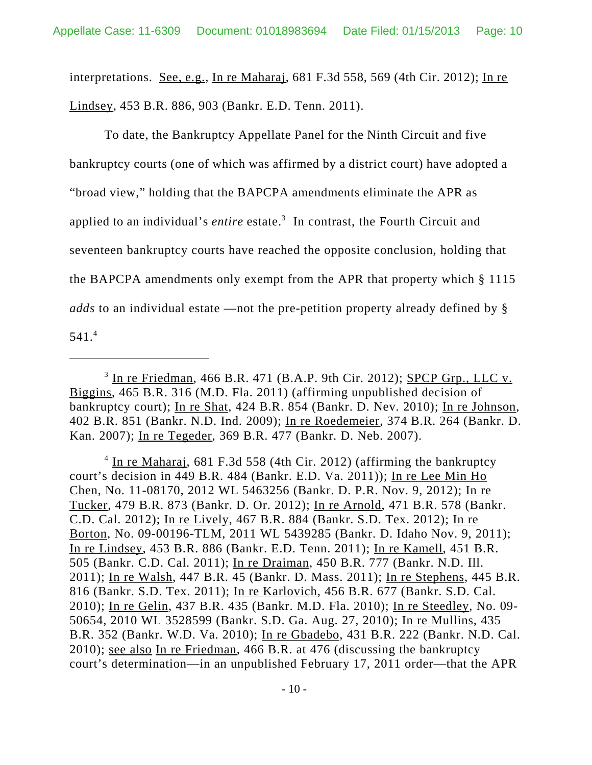interpretations. See, e.g., In re Maharaj, 681 F.3d 558, 569 (4th Cir. 2012); In re Lindsey, 453 B.R. 886, 903 (Bankr. E.D. Tenn. 2011).

To date, the Bankruptcy Appellate Panel for the Ninth Circuit and five bankruptcy courts (one of which was affirmed by a district court) have adopted a "broad view," holding that the BAPCPA amendments eliminate the APR as applied to an individual's *entire* estate.[3] In contrast, the Fourth Circuit and seventeen bankruptcy courts have reached the opposite conclusion, holding that the BAPCPA amendments only exempt from the APR that property which § 1115 *adds* to an individual estate —not the pre-petition property already defined by § 541.[4]

---

[3] In re Friedman, 466 B.R. 471 (B.A.P. 9th Cir. 2012); SPCP Grp., LLC v. Biggins, 465 B.R. 316 (M.D. Fla. 2011) (affirming unpublished decision of bankruptcy court); In re Shat, 424 B.R. 854 (Bankr. D. Nev. 2010); In re Johnson, 402 B.R. 851 (Bankr. N.D. Ind. 2009); In re Roedemeier, 374 B.R. 264 (Bankr. D. Kan. 2007); In re Tegeder, 369 B.R. 477 (Bankr. D. Neb. 2007).

[4] In re Maharaj, 681 F.3d 558 (4th Cir. 2012) (affirming the bankruptcy court's decision in 449 B.R. 484 (Bankr. E.D. Va. 2011)); In re Lee Min Ho Chen, No. 11-08170, 2012 WL 5463256 (Bankr. D. P.R. Nov. 9, 2012); In re Tucker, 479 B.R. 873 (Bankr. D. Or. 2012); In re Arnold, 471 B.R. 578 (Bankr. C.D. Cal. 2012); In re Lively, 467 B.R. 884 (Bankr. S.D. Tex. 2012); In re Borton, No. 09-00196-TLM, 2011 WL 5439285 (Bankr. D. Idaho Nov. 9, 2011); In re Lindsey, 453 B.R. 886 (Bankr. E.D. Tenn. 2011); In re Kamell, 451 B.R. 505 (Bankr. C.D. Cal. 2011); In re Draiman, 450 B.R. 777 (Bankr. N.D. Ill. 2011); In re Walsh, 447 B.R. 45 (Bankr. D. Mass. 2011); In re Stephens, 445 B.R. 816 (Bankr. S.D. Tex. 2011); In re Karlovich, 456 B.R. 677 (Bankr. S.D. Cal. 2010); In re Gelin, 437 B.R. 435 (Bankr. M.D. Fla. 2010); In re Steedley, No. 09-50654, 2010 WL 3528599 (Bankr. S.D. Ga. Aug. 27, 2010); In re Mullins, 435 B.R. 352 (Bankr. W.D. Va. 2010); In re Gbadebo, 431 B.R. 222 (Bankr. N.D. Cal. 2010); see also In re Friedman, 466 B.R. at 476 (discussing the bankruptcy court's determination—in an unpublished February 17, 2011 order—that the APR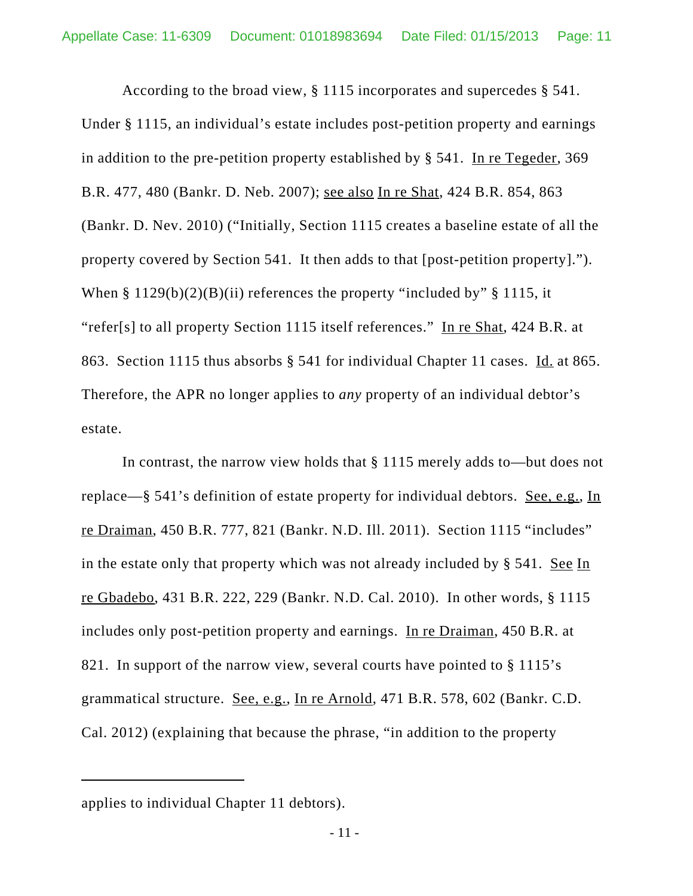According to the broad view, § 1115 incorporates and supercedes § 541. Under § 1115, an individual's estate includes post-petition property and earnings in addition to the pre-petition property established by § 541. In re Tegeder, 369 B.R. 477, 480 (Bankr. D. Neb. 2007); see also In re Shat, 424 B.R. 854, 863 (Bankr. D. Nev. 2010) ("Initially, Section 1115 creates a baseline estate of all the property covered by Section 541. It then adds to that [post-petition property]."). When § 1129(b)(2)(B)(ii) references the property "included by" § 1115, it "refer[s] to all property Section 1115 itself references." In re Shat, 424 B.R. at 863. Section 1115 thus absorbs § 541 for individual Chapter 11 cases. Id. at 865. Therefore, the APR no longer applies to *any* property of an individual debtor's estate.

In contrast, the narrow view holds that § 1115 merely adds to—but does not replace—§ 541's definition of estate property for individual debtors. See, e.g., In re Draiman, 450 B.R. 777, 821 (Bankr. N.D. Ill. 2011). Section 1115 "includes" in the estate only that property which was not already included by § 541. See In re Gbadebo, 431 B.R. 222, 229 (Bankr. N.D. Cal. 2010). In other words, § 1115 includes only post-petition property and earnings. In re Draiman, 450 B.R. at 821. In support of the narrow view, several courts have pointed to § 1115's grammatical structure. See, e.g., In re Arnold, 471 B.R. 578, 602 (Bankr. C.D. Cal. 2012) (explaining that because the phrase, "in addition to the property

---

applies to individual Chapter 11 debtors).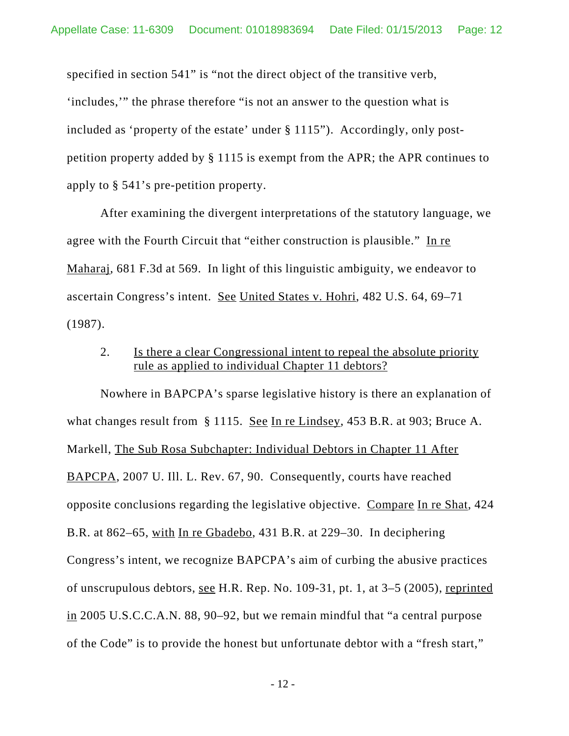specified in section 541" is "not the direct object of the transitive verb, 'includes,'" the phrase therefore "is not an answer to the question what is included as 'property of the estate' under § 1115"). Accordingly, only post-petition property added by § 1115 is exempt from the APR; the APR continues to apply to § 541's pre-petition property.

After examining the divergent interpretations of the statutory language, we agree with the Fourth Circuit that "either construction is plausible." In re Maharaj, 681 F.3d at 569. In light of this linguistic ambiguity, we endeavor to ascertain Congress's intent. See United States v. Hohri, 482 U.S. 64, 69–71 (1987).

2. Is there a clear Congressional intent to repeal the absolute priority rule as applied to individual Chapter 11 debtors?

Nowhere in BAPCPA's sparse legislative history is there an explanation of what changes result from § 1115. See In re Lindsey, 453 B.R. at 903; Bruce A. Markell, The Sub Rosa Subchapter: Individual Debtors in Chapter 11 After BAPCPA, 2007 U. Ill. L. Rev. 67, 90. Consequently, courts have reached opposite conclusions regarding the legislative objective. Compare In re Shat, 424 B.R. at 862–65, with In re Gbadebo, 431 B.R. at 229–30. In deciphering Congress's intent, we recognize BAPCPA's aim of curbing the abusive practices of unscrupulous debtors, see H.R. Rep. No. 109-31, pt. 1, at 3–5 (2005), reprinted in 2005 U.S.C.C.A.N. 88, 90–92, but we remain mindful that "a central purpose of the Code" is to provide the honest but unfortunate debtor with a "fresh start,"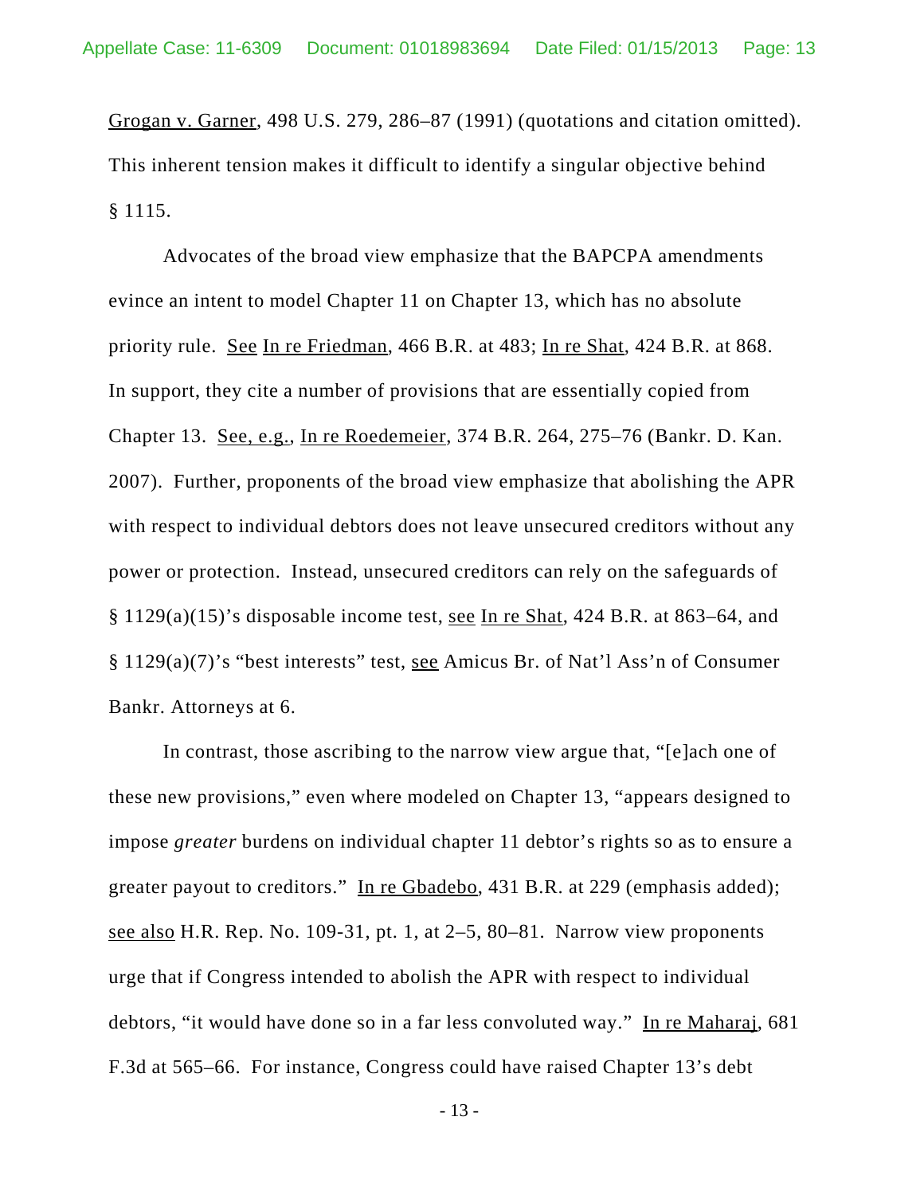Grogan v. Garner, 498 U.S. 279, 286–87 (1991) (quotations and citation omitted). This inherent tension makes it difficult to identify a singular objective behind § 1115.

Advocates of the broad view emphasize that the BAPCPA amendments evince an intent to model Chapter 11 on Chapter 13, which has no absolute priority rule. See In re Friedman, 466 B.R. at 483; In re Shat, 424 B.R. at 868. In support, they cite a number of provisions that are essentially copied from Chapter 13. See, e.g., In re Roedemeier, 374 B.R. 264, 275–76 (Bankr. D. Kan. 2007). Further, proponents of the broad view emphasize that abolishing the APR with respect to individual debtors does not leave unsecured creditors without any power or protection. Instead, unsecured creditors can rely on the safeguards of § 1129(a)(15)'s disposable income test, see In re Shat, 424 B.R. at 863–64, and § 1129(a)(7)'s "best interests" test, see Amicus Br. of Nat'l Ass'n of Consumer Bankr. Attorneys at 6.

In contrast, those ascribing to the narrow view argue that, "[e]ach one of these new provisions," even where modeled on Chapter 13, "appears designed to impose *greater* burdens on individual chapter 11 debtor's rights so as to ensure a greater payout to creditors." In re Gbadebo, 431 B.R. at 229 (emphasis added); see also H.R. Rep. No. 109-31, pt. 1, at 2–5, 80–81. Narrow view proponents urge that if Congress intended to abolish the APR with respect to individual debtors, "it would have done so in a far less convoluted way." In re Maharaj, 681 F.3d at 565–66. For instance, Congress could have raised Chapter 13's debt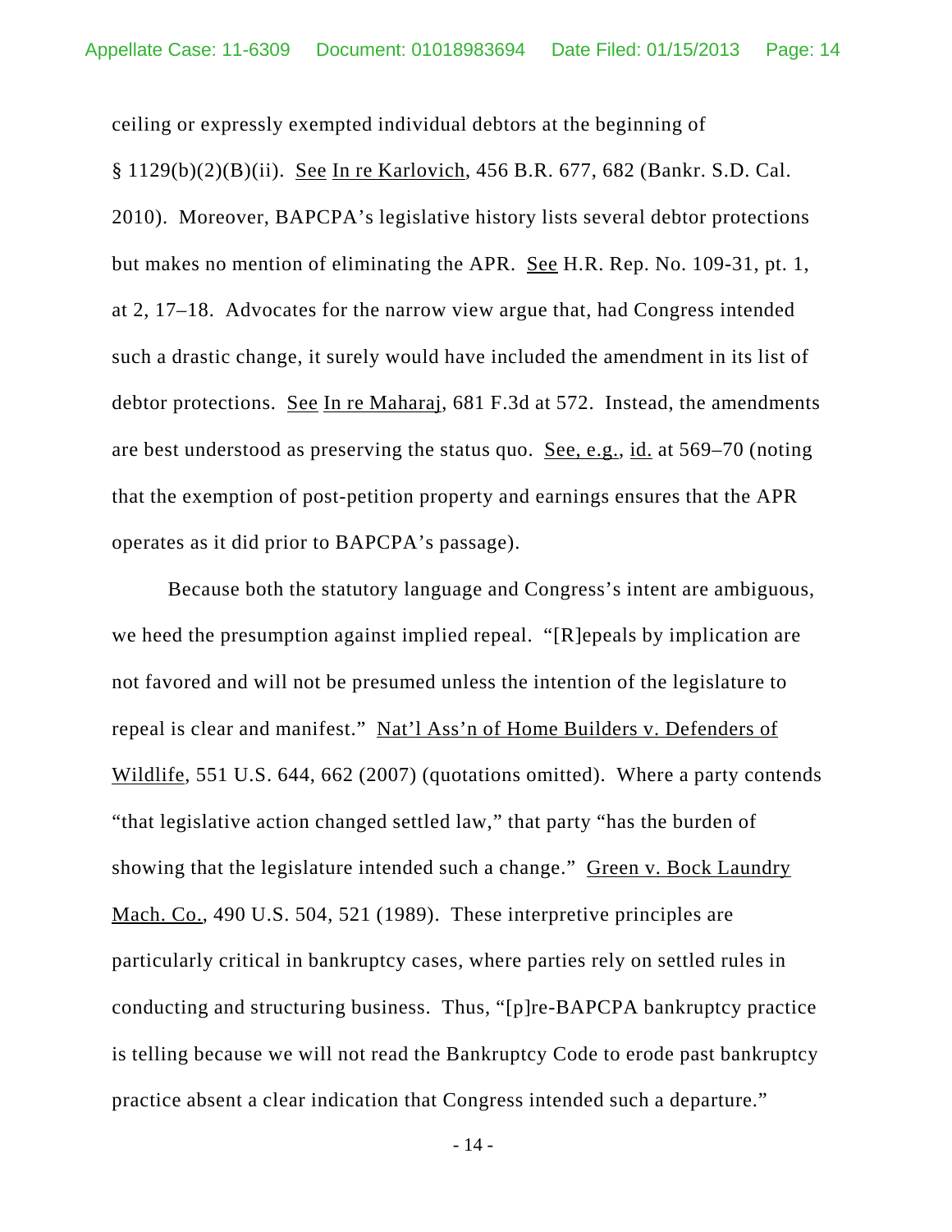ceiling or expressly exempted individual debtors at the beginning of § 1129(b)(2)(B)(ii). See In re Karlovich, 456 B.R. 677, 682 (Bankr. S.D. Cal. 2010). Moreover, BAPCPA's legislative history lists several debtor protections but makes no mention of eliminating the APR. See H.R. Rep. No. 109-31, pt. 1, at 2, 17–18. Advocates for the narrow view argue that, had Congress intended such a drastic change, it surely would have included the amendment in its list of debtor protections. See In re Maharaj, 681 F.3d at 572. Instead, the amendments are best understood as preserving the status quo. See, e.g., id. at 569–70 (noting that the exemption of post-petition property and earnings ensures that the APR operates as it did prior to BAPCPA's passage).

Because both the statutory language and Congress's intent are ambiguous, we heed the presumption against implied repeal. "[R]epeals by implication are not favored and will not be presumed unless the intention of the legislature to repeal is clear and manifest." Nat'l Ass'n of Home Builders v. Defenders of Wildlife, 551 U.S. 644, 662 (2007) (quotations omitted). Where a party contends "that legislative action changed settled law," that party "has the burden of showing that the legislature intended such a change." Green v. Bock Laundry Mach. Co., 490 U.S. 504, 521 (1989). These interpretive principles are particularly critical in bankruptcy cases, where parties rely on settled rules in conducting and structuring business. Thus, "[p]re-BAPCPA bankruptcy practice is telling because we will not read the Bankruptcy Code to erode past bankruptcy practice absent a clear indication that Congress intended such a departure."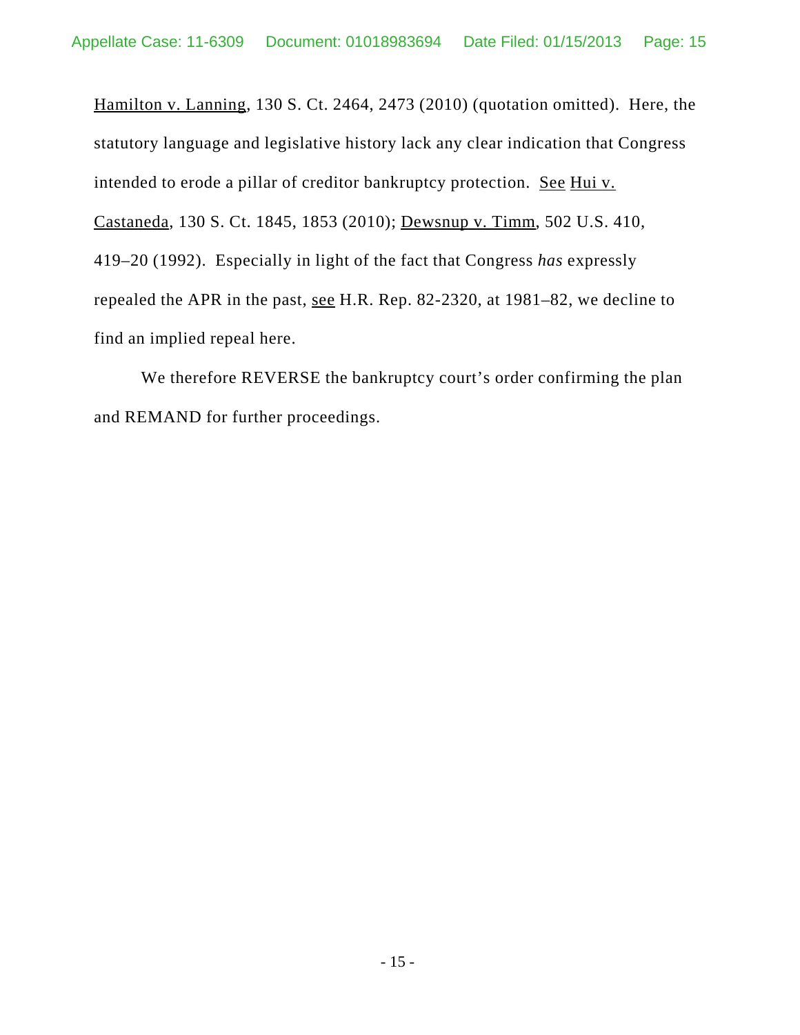Hamilton v. Lanning, 130 S. Ct. 2464, 2473 (2010) (quotation omitted). Here, the statutory language and legislative history lack any clear indication that Congress intended to erode a pillar of creditor bankruptcy protection. See Hui v. Castaneda, 130 S. Ct. 1845, 1853 (2010); Dewsnup v. Timm, 502 U.S. 410, 419–20 (1992). Especially in light of the fact that Congress *has* expressly repealed the APR in the past, see H.R. Rep. 82-2320, at 1981–82, we decline to find an implied repeal here.

We therefore REVERSE the bankruptcy court's order confirming the plan and REMAND for further proceedings.